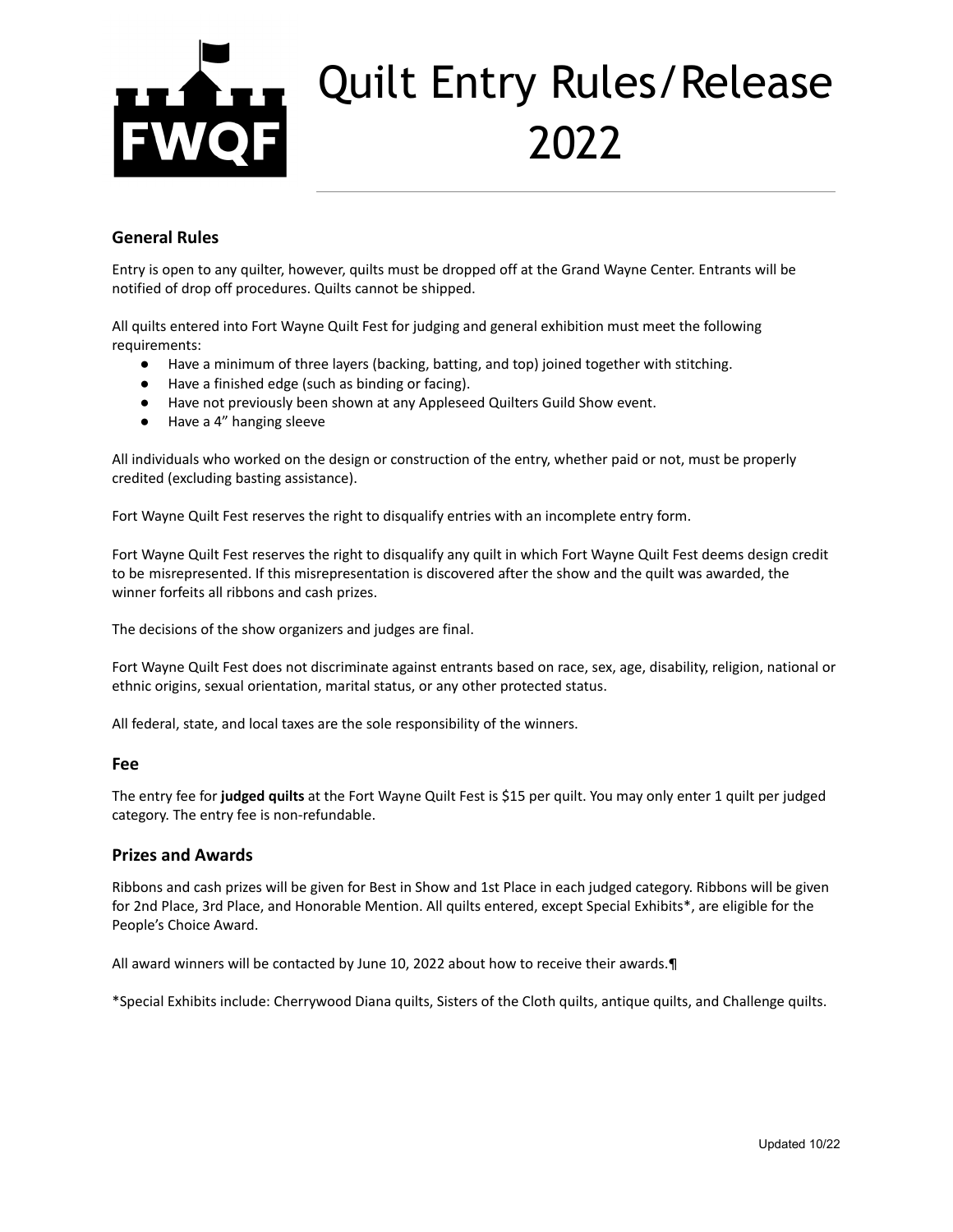# Quilt Entry Rules/Release 2022

## General Rules

Entry is open to any quilter, however, quilts must be dropped off at the Grand Wayne Center. Entrants will be notified of drop off procedures. Quilts cannot be shipped.

All quilts entered into Fort Wayne Quilt Fest for judging and general exhibition must meet the following requirements:

- Have a minimum of three layers (backing, batting, and top) joined together with stitching.
- Have a finished edge (such as binding or facing).
- Have not previously been shown at any Appleseed Quilters Guild Show event.
- Have a 4" hanging sleeve

All individuals who worked on the design or construction of the entry, whether paid or not, must be properly credited (excluding basting assistance).

Fort Wayne Quilt Fest reserves the right to disqualify entries with an incomplete entry form.

Fort Wayne Quilt Fest reserves the right to disqualify any quilt in which Fort Wayne Quilt Fest deems design credit to be misrepresented. If this misrepresentation is discovered after the show and the quilt was awarded, the winner forfeits all ribbons and cash prizes.

The decisions of the show organizers and judges are final.

Fort Wayne Quilt Fest does not discriminate against entrants based on race, sex, age, disability, religion, national or ethnic origins, sexual orientation, marital status, or any other protected status.

All federal, state, and local taxes are the sole responsibility of the winners.

## Fee

The entry fee for **judged quilts** at the Fort Wayne Quilt Fest is $15 per quilt. You may only enter 1 quilt per judged category. The entry fee is non-refundable.

## Prizes and Awards

Ribbons and cash prizes will be given for Best in Show and 1st Place in each judged category. Ribbons will be given for 2nd Place, 3rd Place, and Honorable Mention. All quilts entered, except Special Exhibits*, are eligible for the People's Choice Award.

All award winners will be contacted by June 10, 2022 about how to receive their awards.¶

*Special Exhibits include: Cherrywood Diana quilts, Sisters of the Cloth quilts, antique quilts, and Challenge quilts.

Updated 10/22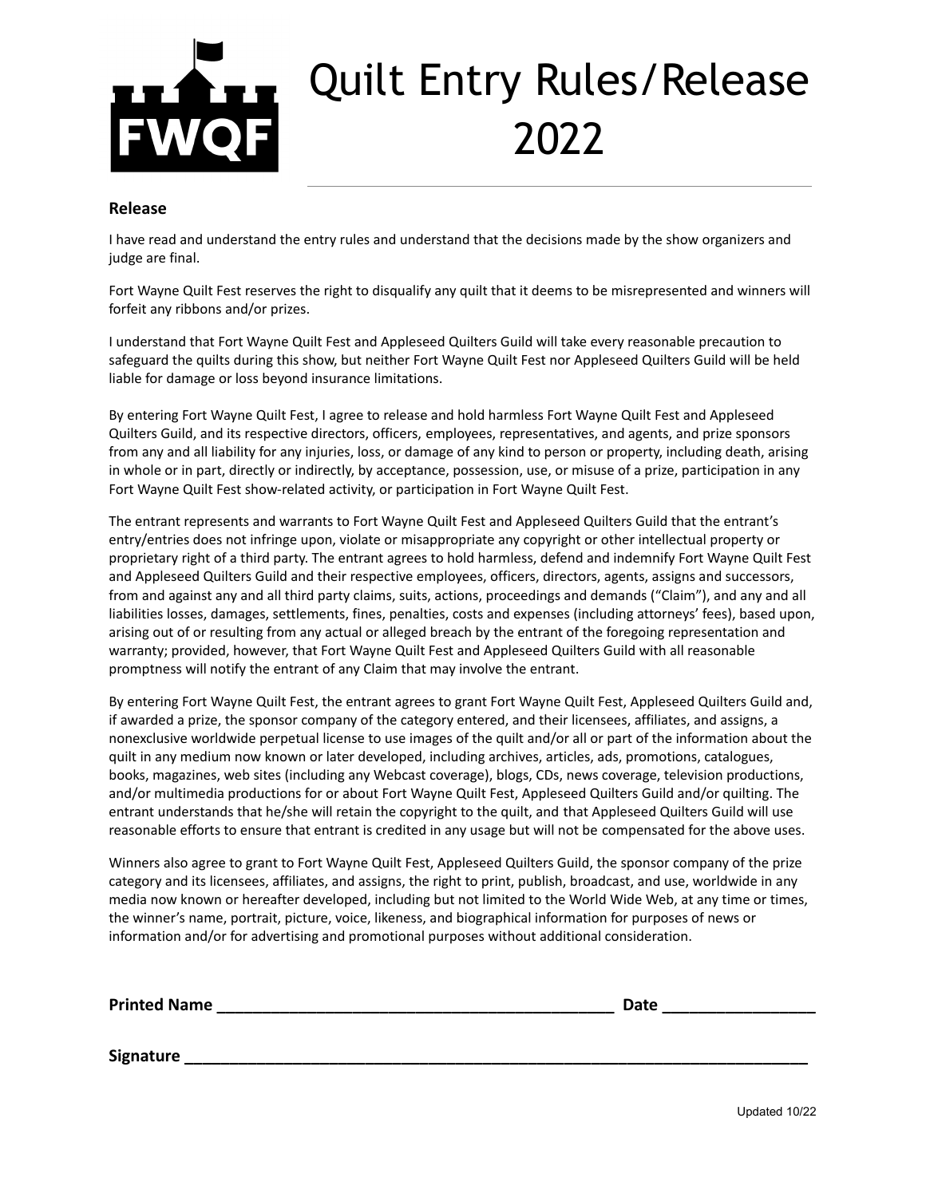FWQF

# Quilt Entry Rules/Release 2022

## Release

I have read and understand the entry rules and understand that the decisions made by the show organizers and judge are final.

Fort Wayne Quilt Fest reserves the right to disqualify any quilt that it deems to be misrepresented and winners will forfeit any ribbons and/or prizes.

I understand that Fort Wayne Quilt Fest and Appleseed Quilters Guild will take every reasonable precaution to safeguard the quilts during this show, but neither Fort Wayne Quilt Fest nor Appleseed Quilters Guild will be held liable for damage or loss beyond insurance limitations.

By entering Fort Wayne Quilt Fest, I agree to release and hold harmless Fort Wayne Quilt Fest and Appleseed Quilters Guild, and its respective directors, officers, employees, representatives, and agents, and prize sponsors from any and all liability for any injuries, loss, or damage of any kind to person or property, including death, arising in whole or in part, directly or indirectly, by acceptance, possession, use, or misuse of a prize, participation in any Fort Wayne Quilt Fest show-related activity, or participation in Fort Wayne Quilt Fest.

The entrant represents and warrants to Fort Wayne Quilt Fest and Appleseed Quilters Guild that the entrant's entry/entries does not infringe upon, violate or misappropriate any copyright or other intellectual property or proprietary right of a third party. The entrant agrees to hold harmless, defend and indemnify Fort Wayne Quilt Fest and Appleseed Quilters Guild and their respective employees, officers, directors, agents, assigns and successors, from and against any and all third party claims, suits, actions, proceedings and demands ("Claim"), and any and all liabilities losses, damages, settlements, fines, penalties, costs and expenses (including attorneys' fees), based upon, arising out of or resulting from any actual or alleged breach by the entrant of the foregoing representation and warranty; provided, however, that Fort Wayne Quilt Fest and Appleseed Quilters Guild with all reasonable promptness will notify the entrant of any Claim that may involve the entrant.

By entering Fort Wayne Quilt Fest, the entrant agrees to grant Fort Wayne Quilt Fest, Appleseed Quilters Guild and, if awarded a prize, the sponsor company of the category entered, and their licensees, affiliates, and assigns, a nonexclusive worldwide perpetual license to use images of the quilt and/or all or part of the information about the quilt in any medium now known or later developed, including archives, articles, ads, promotions, catalogues, books, magazines, web sites (including any Webcast coverage), blogs, CDs, news coverage, television productions, and/or multimedia productions for or about Fort Wayne Quilt Fest, Appleseed Quilters Guild and/or quilting. The entrant understands that he/she will retain the copyright to the quilt, and that Appleseed Quilters Guild will use reasonable efforts to ensure that entrant is credited in any usage but will not be compensated for the above uses.

Winners also agree to grant to Fort Wayne Quilt Fest, Appleseed Quilters Guild, the sponsor company of the prize category and its licensees, affiliates, and assigns, the right to print, publish, broadcast, and use, worldwide in any media now known or hereafter developed, including but not limited to the World Wide Web, at any time or times, the winner's name, portrait, picture, voice, likeness, and biographical information for purposes of news or information and/or for advertising and promotional purposes without additional consideration.

**Printed Name** ______________________________ **Date** ______________

**Signature** __________________________________________________

Updated 10/22